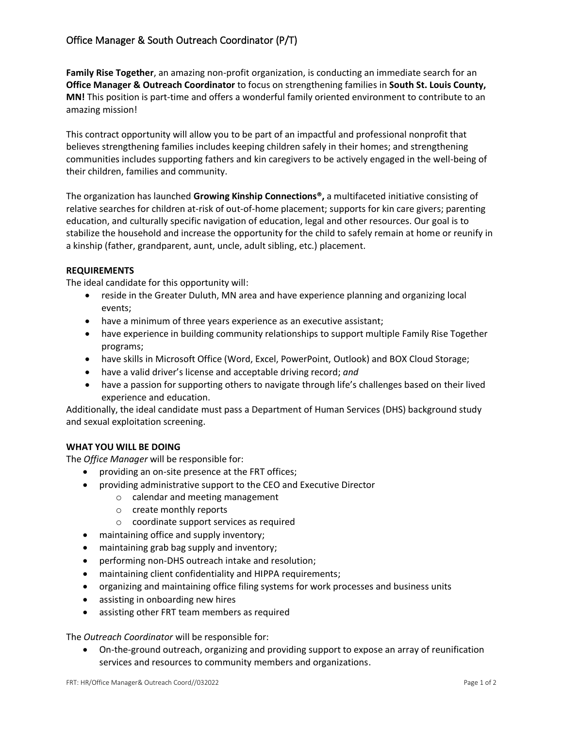# Office Manager & South Outreach Coordinator (P/T)

**Family Rise Together**, an amazing non-profit organization, is conducting an immediate search for an **Office Manager & Outreach Coordinator** to focus on strengthening families in **South St. Louis County, MN!** This position is part-time and offers a wonderful family oriented environment to contribute to an amazing mission!

This contract opportunity will allow you to be part of an impactful and professional nonprofit that believes strengthening families includes keeping children safely in their homes; and strengthening communities includes supporting fathers and kin caregivers to be actively engaged in the well-being of their children, families and community.

The organization has launched **Growing Kinship Connections®,** a multifaceted initiative consisting of relative searches for children at-risk of out-of-home placement; supports for kin care givers; parenting education, and culturally specific navigation of education, legal and other resources. Our goal is to stabilize the household and increase the opportunity for the child to safely remain at home or reunify in a kinship (father, grandparent, aunt, uncle, adult sibling, etc.) placement.

**REQUIREMENTS**

The ideal candidate for this opportunity will:

- reside in the Greater Duluth, MN area and have experience planning and organizing local events;
- have a minimum of three years experience as an executive assistant;
- have experience in building community relationships to support multiple Family Rise Together programs;
- have skills in Microsoft Office (Word, Excel, PowerPoint, Outlook) and BOX Cloud Storage;
- have a valid driver's license and acceptable driving record; *and*
- have a passion for supporting others to navigate through life's challenges based on their lived experience and education.

Additionally, the ideal candidate must pass a Department of Human Services (DHS) background study and sexual exploitation screening.

**WHAT YOU WILL BE DOING**

The *Office Manager* will be responsible for:

- providing an on-site presence at the FRT offices;
- providing administrative support to the CEO and Executive Director
  - calendar and meeting management
  - create monthly reports
  - coordinate support services as required
- maintaining office and supply inventory;
- maintaining grab bag supply and inventory;
- performing non-DHS outreach intake and resolution;
- maintaining client confidentiality and HIPPA requirements;
- organizing and maintaining office filing systems for work processes and business units
- assisting in onboarding new hires
- assisting other FRT team members as required

The *Outreach Coordinator* will be responsible for:

- On-the-ground outreach, organizing and providing support to expose an array of reunification services and resources to community members and organizations.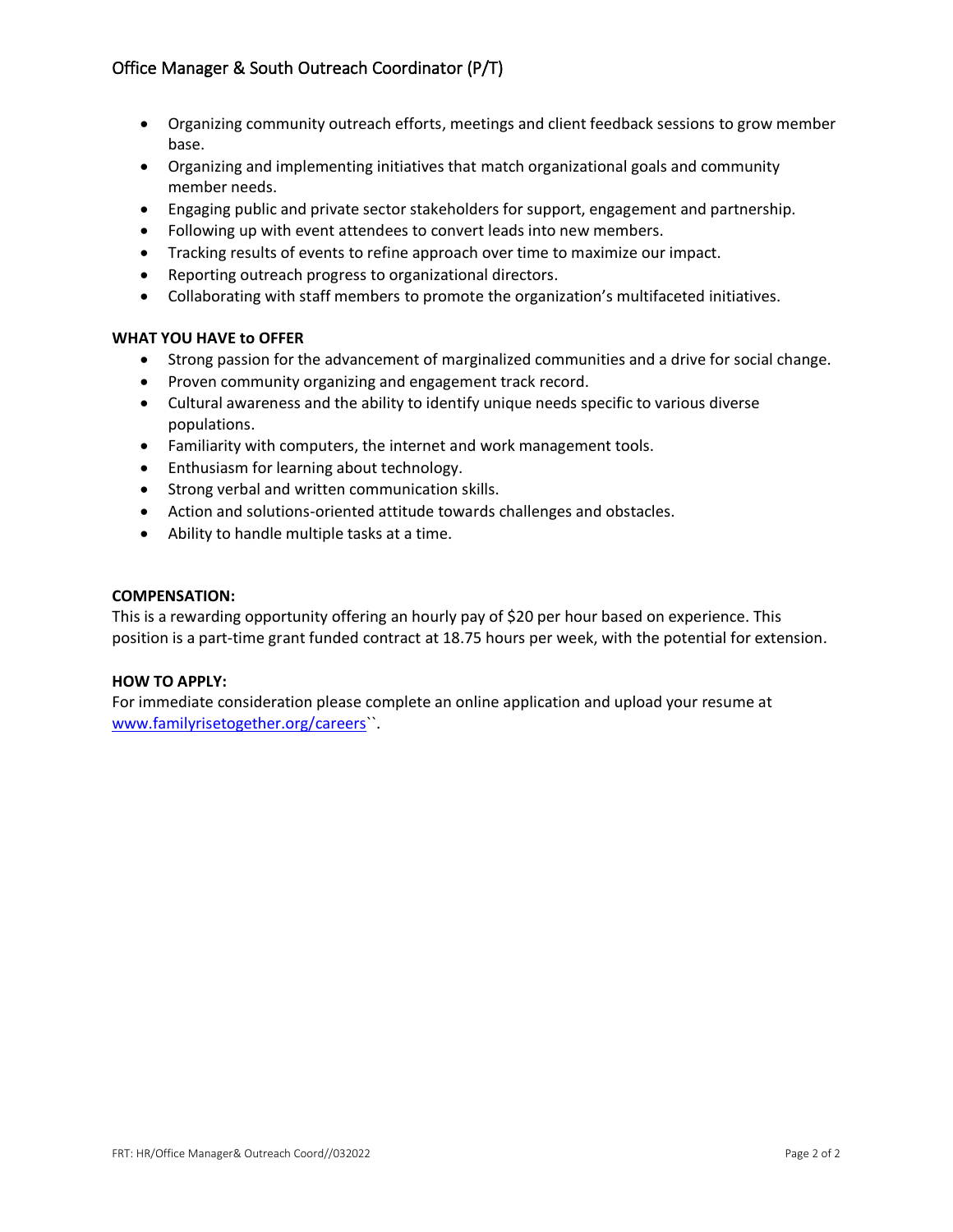- Organizing community outreach efforts, meetings and client feedback sessions to grow member base.
- Organizing and implementing initiatives that match organizational goals and community member needs.
- Engaging public and private sector stakeholders for support, engagement and partnership.
- Following up with event attendees to convert leads into new members.
- Tracking results of events to refine approach over time to maximize our impact.
- Reporting outreach progress to organizational directors.
- Collaborating with staff members to promote the organization's multifaceted initiatives.

**WHAT YOU HAVE to OFFER**

- Strong passion for the advancement of marginalized communities and a drive for social change.
- Proven community organizing and engagement track record.
- Cultural awareness and the ability to identify unique needs specific to various diverse populations.
- Familiarity with computers, the internet and work management tools.
- Enthusiasm for learning about technology.
- Strong verbal and written communication skills.
- Action and solutions-oriented attitude towards challenges and obstacles.
- Ability to handle multiple tasks at a time.

**COMPENSATION:**

This is a rewarding opportunity offering an hourly pay of $20 per hour based on experience. This position is a part-time grant funded contract at 18.75 hours per week, with the potential for extension.

**HOW TO APPLY:**

For immediate consideration please complete an online application and upload your resume at [www.familyrisetogether.org/careers](http://www.familyrisetogether.org/careers)``.